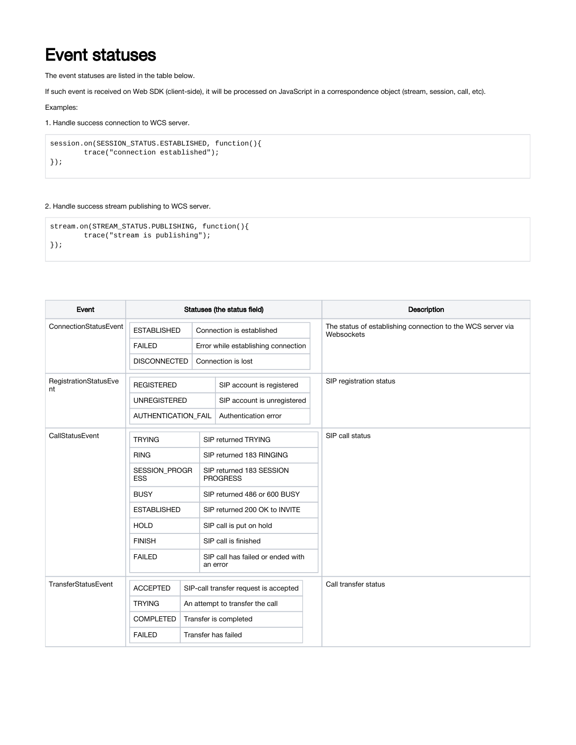# Event statuses

The event statuses are listed in the table below.

If such event is received on Web SDK (client-side), it will be processed on JavaScript in a correspondence object (stream, session, call, etc).

Examples:

1. Handle success connection to WCS server.

```
session.on(SESSION_STATUS.ESTABLISHED, function(){
        trace("connection established");
});
```

2. Handle success stream publishing to WCS server.

```
stream.on(STREAM_STATUS.PUBLISHING, function(){
        trace("stream is publishing");
});
```

| Event | Status | Status description | Description |
|---|---|---|---|
| ConnectionStatusEvent | ESTABLISHED | Connection is established | The status of establishing connection to the WCS server via Websockets |
| | FAILED | Error while establishing connection | |
| | DISCONNECTED | Connection is lost | |
| RegistrationStatusEvent | REGISTERED | SIP account is registered | SIP registration status |
| | UNREGISTERED | SIP account is unregistered | |
| | AUTHENTICATION_FAIL | Authentication error | |
| CallStatusEvent | TRYING | SIP returned TRYING | SIP call status |
| | RING | SIP returned 183 RINGING | |
| | SESSION_PROGRESS | SIP returned 183 SESSION PROGRESS | |
| | BUSY | SIP returned 486 or 600 BUSY | |
| | ESTABLISHED | SIP returned 200 OK to INVITE | |
| | HOLD | SIP call is put on hold | |
| | FINISH | SIP call is finished | |
| | FAILED | SIP call has failed or ended with an error | |
| TransferStatusEvent | ACCEPTED | SIP-call transfer request is accepted | Call transfer status |
| | TRYING | An attempt to transfer the call | |
| | COMPLETED | Transfer is completed | |
| | FAILED | Transfer has failed | |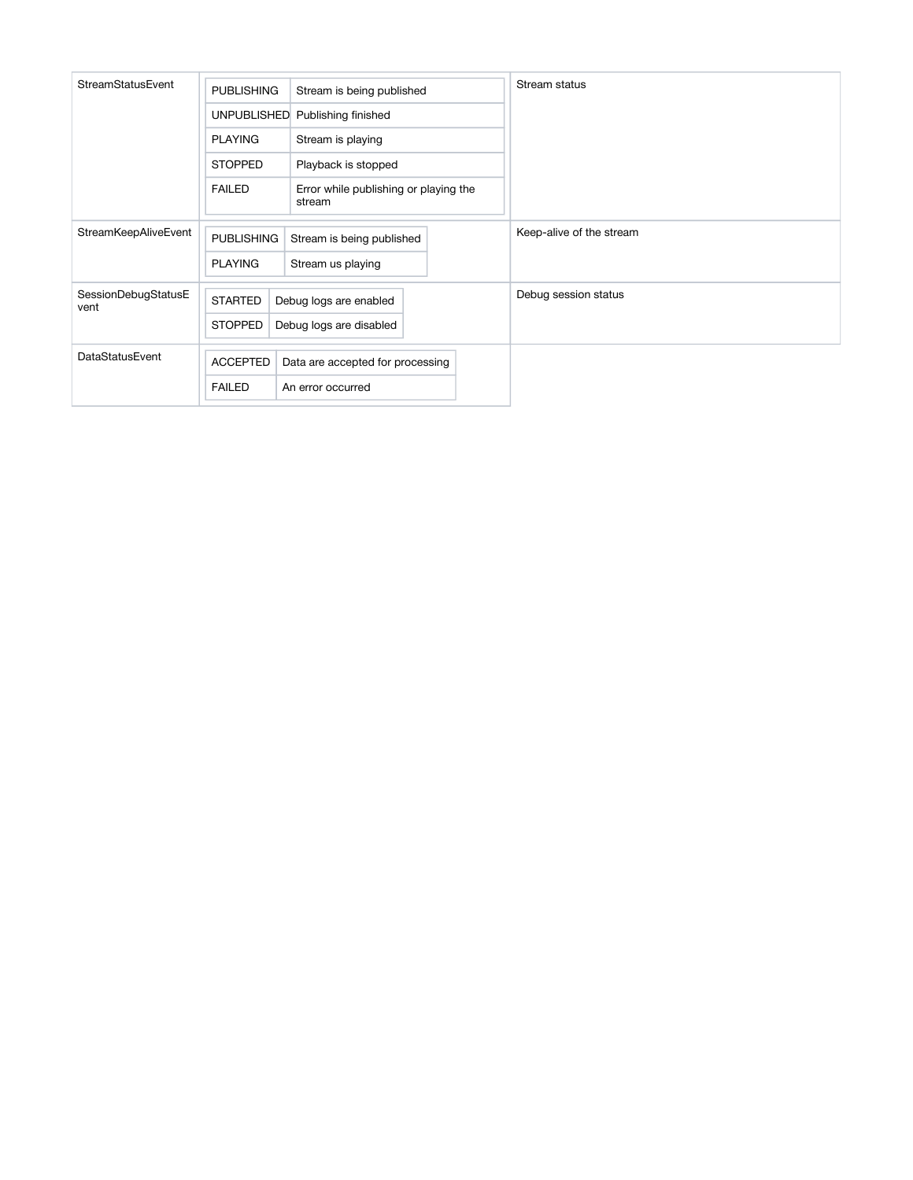| | | |
|---|---|---|
| StreamStatusEvent | PUBLISHING – Stream is being published<br>UNPUBLISHED – Publishing finished<br>PLAYING – Stream is playing<br>STOPPED – Playback is stopped<br>FAILED – Error while publishing or playing the stream | Stream status |
| StreamKeepAliveEvent | PUBLISHING – Stream is being published<br>PLAYING – Stream us playing | Keep-alive of the stream |
| SessionDebugStatusEvent | STARTED – Debug logs are enabled<br>STOPPED – Debug logs are disabled | Debug session status |
| DataStatusEvent | ACCEPTED – Data are accepted for processing<br>FAILED – An error occurred | |